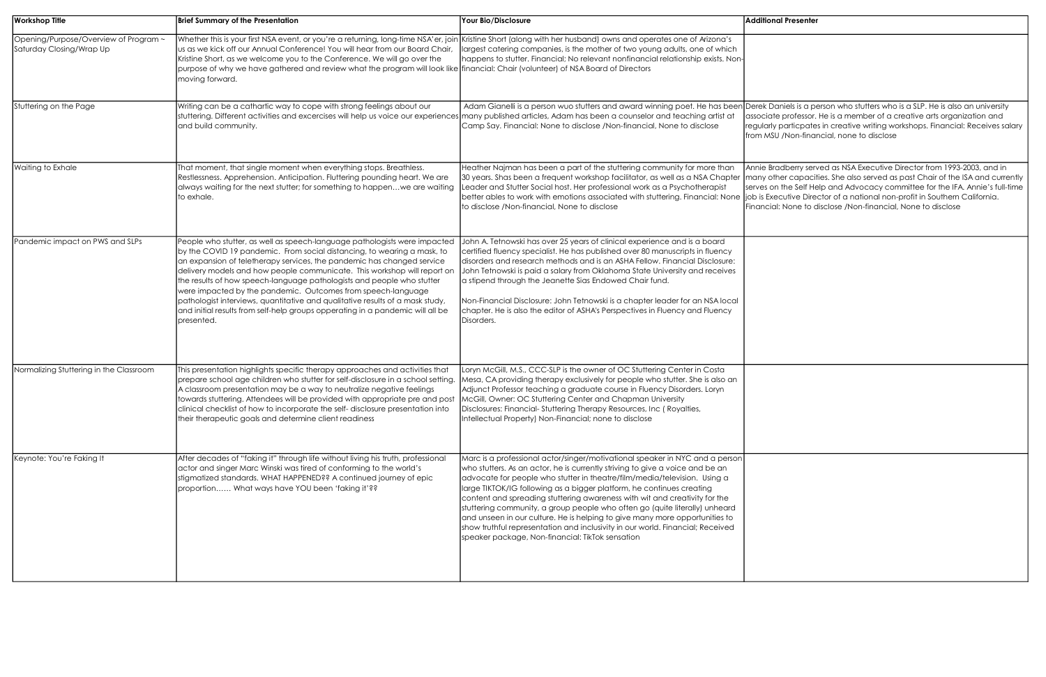| Workshop Title | Brief Summary of the Presentation | Your Bio/Disclosure | Additional Presenter |
|---|---|---|---|
| Opening/Purpose/Overview of Program ~ Saturday Closing/Wrap Up | Whether this is your first NSA event, or you're a returning, long-time NSA'er, join us as we kick off our Annual Conference! You will hear from our Board Chair, Kristine Short, as we welcome you to the Conference. We will go over the purpose of why we have gathered and review what the program will look like moving forward. | Kristine Short (along with her husband) owns and operates one of Arizona's largest catering companies, is the mother of two young adults, one of which happens to stutter. Financial; No relevant nonfinancial relationship exists. Non-financial: Chair (volunteer) of NSA Board of Directors | |
| Stuttering on the Page | Writing can be a cathartic way to cope with strong feelings about our stuttering. Different activities and excercises will help us voice our experiences and build community. | Adam Gianelli is a person wuo stutters and award winning poet. He has been many published articles, Adam has been a counselor and teaching artist at Camp Say. Financial: None to disclose /Non-financial, None to disclose | Derek Daniels is a person who stutters who is a SLP. He is also an university associate professor. He is a member of a creative arts organization and regularly particpates in creative writing workshops. Financial: Receives salary from MSU /Non-financial, none to disclose |
| Waiting to Exhale | That moment, that single moment when everything stops. Breathless. Restlessness. Apprehension. Anticipation. Fluttering pounding heart. We are always waiting for the next stutter; for something to happen…we are waiting to exhale. | Heather Najman has been a part of the stuttering community for more than 30 years. Shas been a frequent workshop facilitator, as well as a NSA Chapter Leader and Stutter Social host. Her professional work as a Psychotherapist better ables to work with emotions associated with stuttering. Financial: None to disclose /Non-financial, None to disclose | Annie Bradberry served as NSA Executive Director from 1993-2003, and in many other capacities. She also served as past Chair of the ISA and currently serves on the Self Help and Advocacy committee for the IFA. Annie's full-time job is Executive Director of a national non-profit in Southern California. Financial: None to disclose /Non-financial, None to disclose |
| Pandemic impact on PWS and SLPs | People who stutter, as well as speech-language pathologists were impacted by the COVID 19 pandemic. From social distancing, to wearing a mask, to an expansion of teletherapy services, the pandemic has changed service delivery models and how people communicate. This workshop will report on the results of how speech-language pathologists and people who stutter were impacted by the pandemic. Outcomes from speech-language pathologist interviews, quantitative and qualitative results of a mask study, and initial results from self-help groups opperating in a pandemic will all be presented. | John A. Tetnowski has over 25 years of clinical experience and is a board certified fluency specialist. He has published over 80 manuscripts in fluency disorders and research methods and is an ASHA Fellow. Financial Disclosure: John Tetnowski is paid a salary from Oklahoma State University and receives a stipend through the Jeanette Sias Endowed Chair fund.<br><br>Non-Financial Disclosure: John Tetnowski is a chapter leader for an NSA local chapter. He is also the editor of ASHA's Perspectives in Fluency and Fluency Disorders. | |
| Normalizing Stuttering in the Classroom | This presentation highlights specific therapy approaches and activities that prepare school age children who stutter for self-disclosure in a school setting. A classroom presentation may be a way to neutralize negative feelings towards stuttering. Attendees will be provided with appropriate pre and post clinical checklist of how to incorporate the self- disclosure presentation into their therapeutic goals and determine client readiness | Loryn McGill, M.S., CCC-SLP is the owner of OC Stuttering Center in Costa Mesa, CA providing therapy exclusively for people who stutter. She is also an Adjunct Professor teaching a graduate course in Fluency Disorders. Loryn McGill, Owner: OC Stuttering Center and Chapman University Disclosures: Financial- Stuttering Therapy Resources, Inc ( Royalties, Intellectual Property) Non-Financial; none to disclose | |
| Keynote: You're Faking It | After decades of "faking it" through life without living his truth, professional actor and singer Marc Winski was tired of conforming to the world's stigmatized standards. WHAT HAPPENED?? A continued journey of epic proportion…… What ways have YOU been 'faking it'?? | Marc is a professional actor/singer/motivational speaker in NYC and a person who stutters. As an actor, he is currently striving to give a voice and be an advocate for people who stutter in theatre/film/media/television. Using a large TIKTOK/IG following as a bigger platform, he continues creating content and spreading stuttering awareness with wit and creativity for the stuttering community, a group people who often go (quite literally) unheard and unseen in our culture. He is helping to give many more opportunities to show truthful representation and inclusivity in our world. Financial; Received speaker package, Non-financial: TikTok sensation | |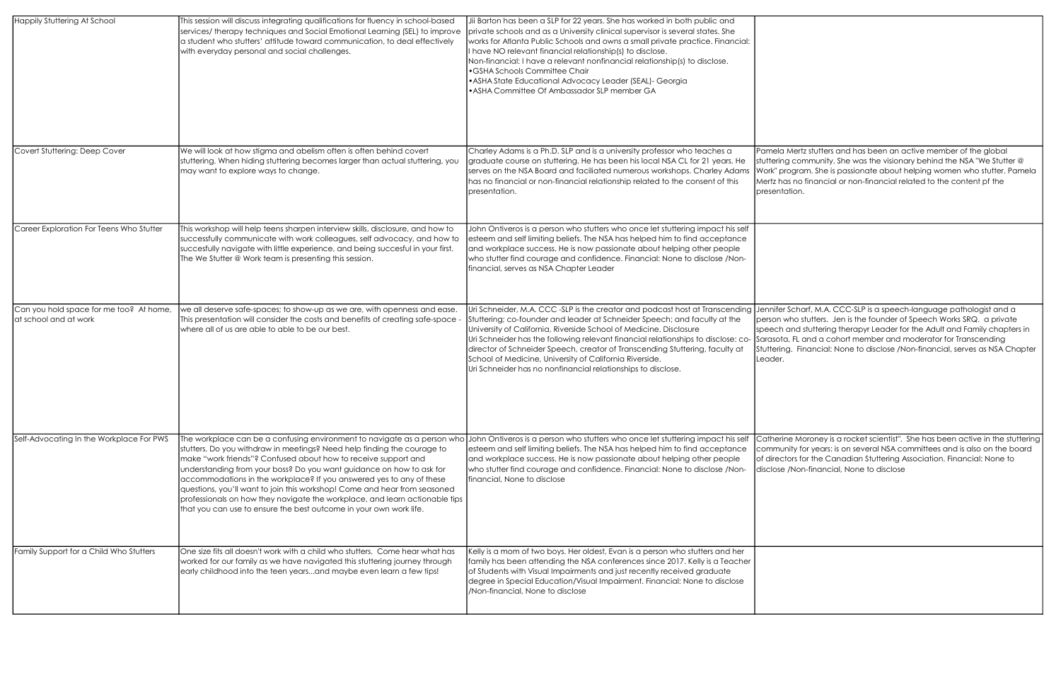| Happily Stuttering At School | This session will discuss integrating qualifications for fluency in school-based services/ therapy techniques and Social Emotional Learning (SEL) to improve a student who stutters' attitude toward communication, to deal effectively with everyday personal and social challenges. | Jii Barton has been a SLP for 22 years. She has worked in both public and private schools and as a University clinical supervisor is several states. She works for Atlanta Public Schools and owns a small private practice. Financial: I have NO relevant financial relationship(s) to disclose.<br>Non-financial: I have a relevant nonfinancial relationship(s) to disclose.<br>•GSHA Schools Committee Chair<br>•ASHA State Educational Advocacy Leader (SEAL)- Georgia<br>•ASHA Committee Of Ambassador SLP member GA | |
|---|---|---|---|
| Covert Stuttering: Deep Cover | We will look at how stigma and abelism often is often behind covert stuttering. When hiding stuttering becomes larger than actual stuttering, you may want to explore ways to change. | Charley Adams is a Ph.D. SLP and is a university professor who teaches a graduate course on stuttering. He has been his local NSA CL for 21 years. He serves on the NSA Board and faciliated numerous workshops. Charley Adams has no financial or non-financial relationship related to the consent of this presentation. | Pamela Mertz stutters and has been an active member of the global stuttering community. She was the visionary behind the NSA "We Stutter @ Work" program. She is passionate about helping women who stutter. Pamela Mertz has no financial or non-financial related to the content pf the presentation. |
| Career Exploration For Teens Who Stutter | This workshop will help teens sharpen interview skills, disclosure, and how to successfully communicate with work colleagues, self advocacy, and how to succesfully navigate with little experience, and being succesful in your first. The We Stutter @ Work team is presenting this session. | John Ontiveros is a person who stutters who once let stuttering impact his self esteem and self limiting beliefs. The NSA has helped him to find acceptance and workplace success. He is now passionate about helping other people who stutter find courage and confidence. Financial: None to disclose /Non-financial, serves as NSA Chapter Leader | |
| Can you hold space for me too? At home, at school and at work | we all deserve safe-spaces; to show-up as we are, with openness and ease. This presentation will consider the costs and benefits of creating safe-space - where all of us are able to able to be our best. | Uri Schneider, M.A. CCC -SLP is the creator and podcast host at Transcending Stuttering; co-founder and leader at Schneider Speech; and faculty at the University of California, Riverside School of Medicine. Disclosure<br>Uri Schneider has the following relevant financial relationships to disclose: co-director of Schneider Speech, creator of Transcending Stuttering, faculty at School of Medicine, University of California Riverside.<br>Uri Schneider has no nonfinancial relationships to disclose. | Jennifer Scharf, M.A. CCC-SLP is a speech-language pathologist and a person who stutters. Jen is the founder of Speech Works SRQ. a private speech and stuttering therapyr Leader for the Adult and Family chapters in Sarasota, FL and a cohort member and moderator for Transcending Stuttering. Financial: None to disclose /Non-financial, serves as NSA Chapter Leader. |
| Self-Advocating In the Workplace For PWS | The workplace can be a confusing environment to navigate as a person who stutters. Do you withdraw in meetings? Need help finding the courage to make "work friends"? Confused about how to receive support and understanding from your boss? Do you want guidance on how to ask for accommodations in the workplace? If you answered yes to any of these questions, you'll want to join this workshop! Come and hear from seasoned professionals on how they navigate the workplace, and learn actionable tips that you can use to ensure the best outcome in your own work life. | John Ontiveros is a person who stutters who once let stuttering impact his self esteem and self limiting beliefs. The NSA has helped him to find acceptance and workplace success. He is now passionate about helping other people who stutter find courage and confidence. Financial: None to disclose /Non-financial, None to disclose | Catherine Moroney is a rocket scientist". She has been active in the stuttering community for years: is on several NSA committees and is also on the board of directors for the Canadian Stuttering Association. Financial: None to disclose /Non-financial, None to disclose |
| Family Support for a Child Who Stutters | One size fits all doesn't work with a child who stutters. Come hear what has worked for our family as we have navigated this stuttering journey through early childhood into the teen years...and maybe even learn a few tips! | Kelly is a mom of two boys. Her oldest, Evan is a person who stutters and her family has been attending the NSA conferences since 2017. Kelly is a Teacher of Students with Visual Impairments and just recently received graduate degree in Special Education/Visual Impairment. Financial: None to disclose /Non-financial, None to disclose | |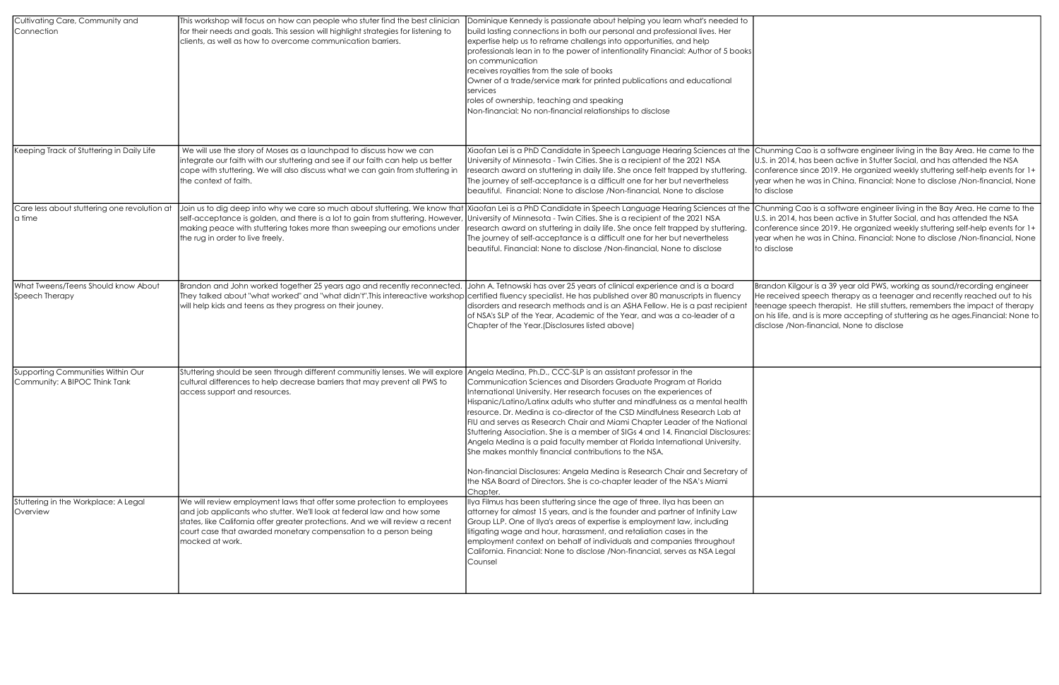| | | | |
|---|---|---|---|
| Cultivating Care, Community and Connection | This workshop will focus on how can people who stuter find the best clinician for their needs and goals. This session will highlight strategies for listening to clients, as well as how to overcome communication barriers. | Dominique Kennedy is passionate about helping you learn what's needed to build lasting connections in both our personal and professional lives. Her expertise help us to reframe challengs into opportunities, and help professionals lean in to the power of intentionality Financial: Author of 5 books on communication<br>receives royalties from the sale of books<br>Owner of a trade/service mark for printed publications and educational services<br>roles of ownership, teaching and speaking<br>Non-financial: No non-financial relationships to disclose | |
| Keeping Track of Stuttering in Daily Life | We will use the story of Moses as a launchpad to discuss how we can integrate our faith with our stuttering and see if our faith can help us better cope with stuttering. We will also discuss what we can gain from stuttering in the context of faith. | Xiaofan Lei is a PhD Candidate in Speech Language Hearing Sciences at the University of Minnesota - Twin Cities. She is a recipient of the 2021 NSA research award on stuttering in daily life. She once felt trapped by stuttering. The journey of self-acceptance is a difficult one for her but nevertheless beautiful. Financial: None to disclose /Non-financial, None to disclose | Chunming Cao is a software engineer living in the Bay Area. He came to the U.S. in 2014, has been active in Stutter Social, and has attended the NSA conference since 2019. He organized weekly stuttering self-help events for 1+ year when he was in China. Financial: None to disclose /Non-financial, None to disclose |
| Care less about stuttering one revolution at a time | Join us to dig deep into why we care so much about stuttering. We know that self-acceptance is golden, and there is a lot to gain from stuttering. However, making peace with stuttering takes more than sweeping our emotions under the rug in order to live freely. | Xiaofan Lei is a PhD Candidate in Speech Language Hearing Sciences at the University of Minnesota - Twin Cities. She is a recipient of the 2021 NSA research award on stuttering in daily life. She once felt trapped by stuttering. The journey of self-acceptance is a difficult one for her but nevertheless beautiful. Financial: None to disclose /Non-financial, None to disclose | Chunming Cao is a software engineer living in the Bay Area. He came to the U.S. in 2014, has been active in Stutter Social, and has attended the NSA conference since 2019. He organized weekly stuttering self-help events for 1+ year when he was in China. Financial: None to disclose /Non-financial, None to disclose |
| What Tweens/Teens Should know About Speech Therapy | Brandon and John worked together 25 years ago and recently reconnected. They talked about "what worked" and "what didn't".This intereactive workshop will help kids and teens as they progress on their jouney. | John A. Tetnowski has over 25 years of clinical experience and is a board certified fluency specialist. He has published over 80 manuscripts in fluency disorders and research methods and is an ASHA Fellow. He is a past recipient of NSA's SLP of the Year, Academic of the Year, and was a co-leader of a Chapter of the Year.(Disclosures listed above) | Brandon Kilgour is a 39 year old PWS, working as sound/recording engineer He received speech therapy as a teenager and recently reached out to his teenage speech therapist. He still stutters, remembers the impact of therapy on his life, and is is more accepting of stuttering as he ages.Financial: None to disclose /Non-financial, None to disclose |
| Supporting Communities Within Our Community: A BIPOC Think Tank | Stuttering should be seen through different communitiy lenses. We will explore cultural differences to help decrease barriers that may prevent all PWS to access support and resources. | Angela Medina, Ph.D., CCC-SLP is an assistant professor in the Communication Sciences and Disorders Graduate Program at Florida International University. Her research focuses on the experiences of Hispanic/Latino/Latinx adults who stutter and mindfulness as a mental health resource. Dr. Medina is co-director of the CSD Mindfulness Research Lab at FIU and serves as Research Chair and Miami Chapter Leader of the National Stuttering Association. She is a member of SIGs 4 and 14. Financial Disclosures: Angela Medina is a paid faculty member at Florida International University. She makes monthly financial contributions to the NSA.<br><br>Non-financial Disclosures: Angela Medina is Research Chair and Secretary of the NSA Board of Directors. She is co-chapter leader of the NSA's Miami Chapter. | |
| Stuttering in the Workplace: A Legal Overview | We will review employment laws that offer some protection to employees and job applicants who stutter. We'll look at federal law and how some states, like California offer greater protections. And we will review a recent court case that awarded monetary compensation to a person being mocked at work. | Ilya Filmus has been stuttering since the age of three. Ilya has been an attorney for almost 15 years, and is the founder and partner of Infinity Law Group LLP. One of Ilya's areas of expertise is employment law, including litigating wage and hour, harassment, and retaliation cases in the employment context on behalf of individuals and companies throughout California. Financial: None to disclose /Non-financial, serves as NSA Legal Counsel | |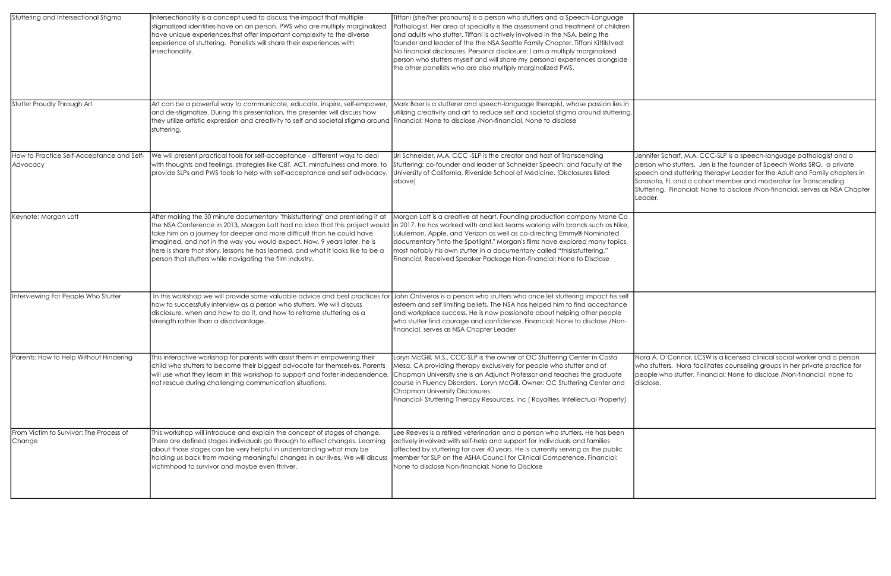| | | | |
|---|---|---|---|
| Stuttering and Intersectional Stigma | Intersectionality is a concept used to discuss the impact that multiple stigmatized identities have on an person. PWS who are multiply marginalized have unique experiences,thst offer important complexity to the diverse experience of stuttering. Panelists will share their experiences with insectionality. | Tiffani (she/her pronouns) is a person who stutters and a Speech-Language Pathologist. Her area of specialty is the assessment and treatment of children and adults who stutter. Tiffani is actively involved in the NSA, being the founder and leader of the the NSA Seattle Family Chapter. Tiffani Kittilstved: No financial disclosures. Personal disclosure: I am a multiply marginalized person who stutters myself and will share my personal experiences alongside the other panelists who are also multiply marginalized PWS. | |
| Stutter Proudly Through Art | Art can be a powerful way to communicate, educate, inspire, self-empower, and de-stigmatize. During this presentation, the presenter will discuss how they utilize artistic expression and creativity to self and societal stigma around stuttering. | Mark Baer is a stutterer and speech-language therapist, whose passion lies in utilizing creativity and art to reduce self and societal stigma around stuttering. Financial: None to disclose /Non-financial, None to disclose | |
| How to Practice Self-Acceptance and Self-Advocacy | We will present practical tools for self-acceptance - different ways to deal with thoughts and feelings, strategies like CBT, ACT, mindfulness and more, to provide SLPs and PWS tools to help with self-acceptance and self advocacy. | Uri Schneider, M.A. CCC -SLP is the creator and host of Transcending Stuttering; co-founder and leader at Schneider Speech; and faculty at the University of California, Riverside School of Medicine. (Disclosures listed above) | Jennifer Scharf, M.A. CCC-SLP is a speech-language pathologist and a person who stutters. Jen is the founder of Speech Works SRQ. a private speech and stuttering therapyr Leader for the Adult and Family chapters in Sarasota, FL and a cohort member and moderator for Transcending Stuttering. Financial: None to disclose /Non-financial, serves as NSA Chapter Leader. |
| Keynote: Morgan Lott | After making the 30 minute documentary "thisisstuttering" and premiering it at the NSA Conference in 2013, Morgan Lott had no idea that this project would take him on a journey far deeper and more difficult than he could have imagined, and not in the way you would expect. Now, 9 years later, he is here is share that story, lessons he has learned, and what it looks like to be a person that stutters while navigating the film industry. | Morgan Lott is a creative at heart. Founding production company Mane Co in 2017, he has worked with and led teams working with brands such as Nike, Lululemon, Apple, and Verizon as well as co-directing Emmy® Nominated documentary "Into the Spotlight." Morgan's films have explored many topics, most notably his own stutter in a documentary called "thisisstuttering." Financial; Received Speaker Package Non-financial: None to Disclose | |
| Interviewing For People Who Stutter | In this workshop we will provide some valuable advice and best practices for how to successfully interview as a person who stutters. We will discuss disclosure, when and how to do it, and how to reframe stuttering as a strength rather than a disadvantage. | John Ontiveros is a person who stutters who once let stuttering impact his self esteem and self limiting beliefs. The NSA has helped him to find acceptance and workplace success. He is now passionate about helping other people who stutter find courage and confidence. Financial: None to disclose /Non-financial, serves as NSA Chapter Leader | |
| Parents: How to Help Without Hindering | This interactive workshop for parents with assist them in empowering their child who stutters to become their biggest advocate for themselves. Parents will use what they learn in this workshop to support and foster independence, not rescue during challenging communication situations. | Loryn McGill, M.S., CCC-SLP is the owner of OC Stuttering Center in Costa Mesa, CA providing therapy exclusively for people who stutter and at Chapman University she is an Adjunct Professor and teaches the graduate course in Fluency Disorders. Loryn McGill, Owner: OC Stuttering Center and Chapman University Disclosures: Financial- Stuttering Therapy Resources, Inc ( Royalties, Intellectual Property) | Nora A. O'Connor, LCSW is a licensed clinical social worker and a person who stutters. Nora facilitates counseling groups in her private practice for people who stutter. Financial: None to disclose /Non-financial, none to disclose. |
| From Victim to Survivor: The Process of Change | This workshop will introduce and explain the concept of stages of change. There are defined stages individuals go through to effect changes. Learning about those stages can be very helpful in understanding what may be holding us back from making meaningful changes in our lives. We will discuss victimhood to survivor and maybe even thriver. | Lee Reeves is a retired veterinarian and a person who stutters. He has been actively involved with self-help and support for individuals and families affected by stuttering for over 40 years. He is currently serving as the public member for SLP on the ASHA Council for Clinical Competence. Financial; None to disclose Non-financial: None to Disclose | |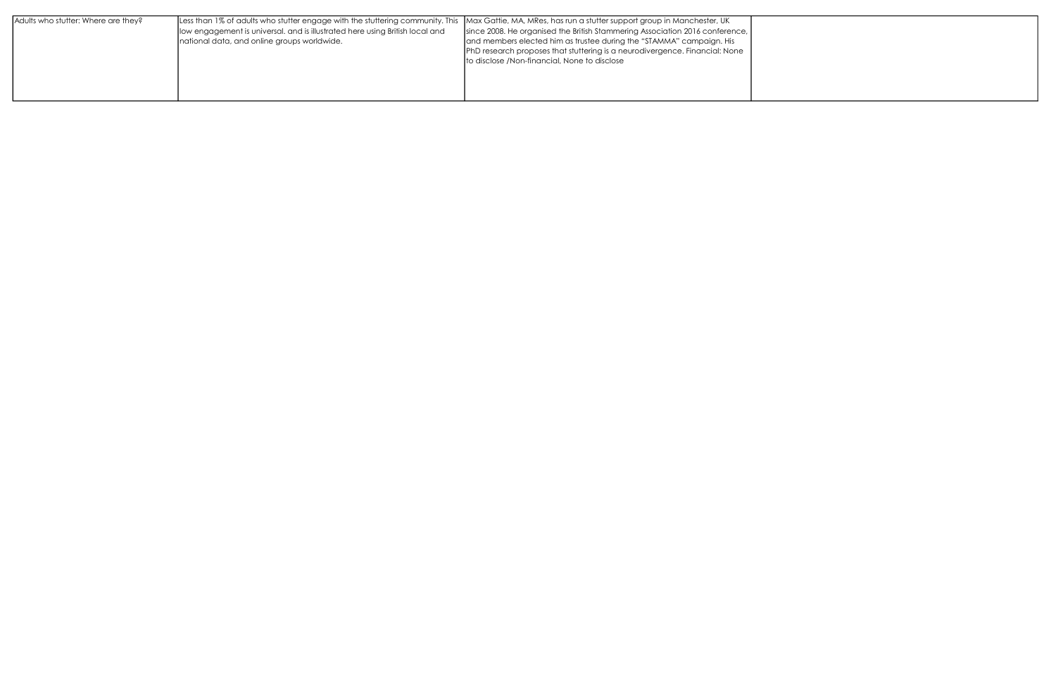| | | | |
|---|---|---|---|
| Adults who stutter: Where are they? | Less than 1% of adults who stutter engage with the stuttering community. This low engagement is universal. and is illustrated here using British local and national data, and online groups worldwide. | Max Gattie, MA, MRes, has run a stutter support group in Manchester, UK since 2008. He organised the British Stammering Association 2016 conference, and members elected him as trustee during the "STAMMA" campaign. His PhD research proposes that stuttering is a neurodivergence. Financial: None to disclose /Non-financial, None to disclose | |